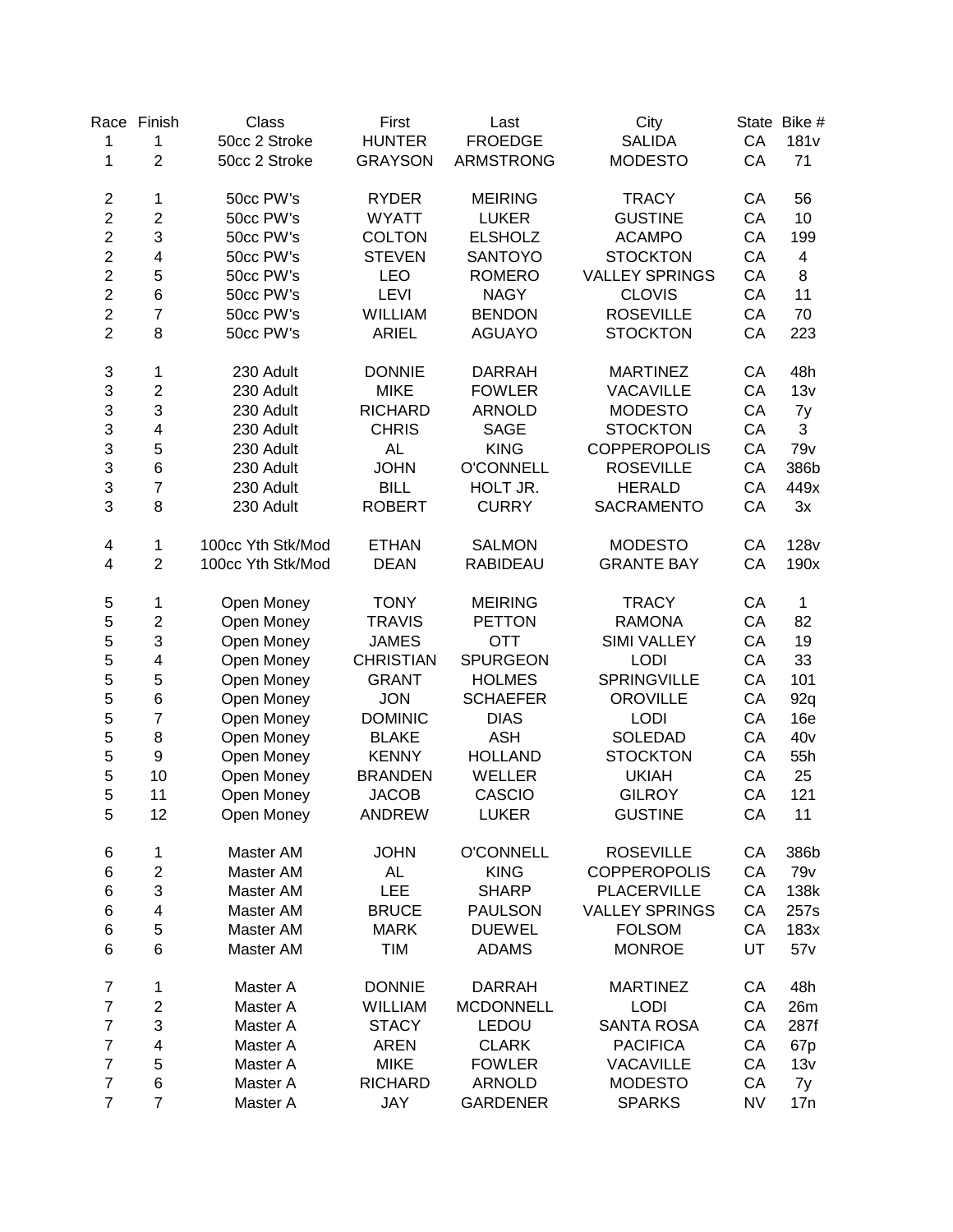| Race | Finish | Class | First | Last | City | State | Bike # |
|---|---|---|---|---|---|---|---|
| 1 | 1 | 50cc 2 Stroke | HUNTER | FROEDGE | SALIDA | CA | 181v |
| 1 | 2 | 50cc 2 Stroke | GRAYSON | ARMSTRONG | MODESTO | CA | 71 |
| 2 | 1 | 50cc PW's | RYDER | MEIRING | TRACY | CA | 56 |
| 2 | 2 | 50cc PW's | WYATT | LUKER | GUSTINE | CA | 10 |
| 2 | 3 | 50cc PW's | COLTON | ELSHOLZ | ACAMPO | CA | 199 |
| 2 | 4 | 50cc PW's | STEVEN | SANTOYO | STOCKTON | CA | 4 |
| 2 | 5 | 50cc PW's | LEO | ROMERO | VALLEY SPRINGS | CA | 8 |
| 2 | 6 | 50cc PW's | LEVI | NAGY | CLOVIS | CA | 11 |
| 2 | 7 | 50cc PW's | WILLIAM | BENDON | ROSEVILLE | CA | 70 |
| 2 | 8 | 50cc PW's | ARIEL | AGUAYO | STOCKTON | CA | 223 |
| 3 | 1 | 230 Adult | DONNIE | DARRAH | MARTINEZ | CA | 48h |
| 3 | 2 | 230 Adult | MIKE | FOWLER | VACAVILLE | CA | 13v |
| 3 | 3 | 230 Adult | RICHARD | ARNOLD | MODESTO | CA | 7y |
| 3 | 4 | 230 Adult | CHRIS | SAGE | STOCKTON | CA | 3 |
| 3 | 5 | 230 Adult | AL | KING | COPPEROPOLIS | CA | 79v |
| 3 | 6 | 230 Adult | JOHN | O'CONNELL | ROSEVILLE | CA | 386b |
| 3 | 7 | 230 Adult | BILL | HOLT JR. | HERALD | CA | 449x |
| 3 | 8 | 230 Adult | ROBERT | CURRY | SACRAMENTO | CA | 3x |
| 4 | 1 | 100cc Yth Stk/Mod | ETHAN | SALMON | MODESTO | CA | 128v |
| 4 | 2 | 100cc Yth Stk/Mod | DEAN | RABIDEAU | GRANTE BAY | CA | 190x |
| 5 | 1 | Open Money | TONY | MEIRING | TRACY | CA | 1 |
| 5 | 2 | Open Money | TRAVIS | PETTON | RAMONA | CA | 82 |
| 5 | 3 | Open Money | JAMES | OTT | SIMI VALLEY | CA | 19 |
| 5 | 4 | Open Money | CHRISTIAN | SPURGEON | LODI | CA | 33 |
| 5 | 5 | Open Money | GRANT | HOLMES | SPRINGVILLE | CA | 101 |
| 5 | 6 | Open Money | JON | SCHAEFER | OROVILLE | CA | 92q |
| 5 | 7 | Open Money | DOMINIC | DIAS | LODI | CA | 16e |
| 5 | 8 | Open Money | BLAKE | ASH | SOLEDAD | CA | 40v |
| 5 | 9 | Open Money | KENNY | HOLLAND | STOCKTON | CA | 55h |
| 5 | 10 | Open Money | BRANDEN | WELLER | UKIAH | CA | 25 |
| 5 | 11 | Open Money | JACOB | CASCIO | GILROY | CA | 121 |
| 5 | 12 | Open Money | ANDREW | LUKER | GUSTINE | CA | 11 |
| 6 | 1 | Master AM | JOHN | O'CONNELL | ROSEVILLE | CA | 386b |
| 6 | 2 | Master AM | AL | KING | COPPEROPOLIS | CA | 79v |
| 6 | 3 | Master AM | LEE | SHARP | PLACERVILLE | CA | 138k |
| 6 | 4 | Master AM | BRUCE | PAULSON | VALLEY SPRINGS | CA | 257s |
| 6 | 5 | Master AM | MARK | DUEWEL | FOLSOM | CA | 183x |
| 6 | 6 | Master AM | TIM | ADAMS | MONROE | UT | 57v |
| 7 | 1 | Master A | DONNIE | DARRAH | MARTINEZ | CA | 48h |
| 7 | 2 | Master A | WILLIAM | MCDONNELL | LODI | CA | 26m |
| 7 | 3 | Master A | STACY | LEDOU | SANTA ROSA | CA | 287f |
| 7 | 4 | Master A | AREN | CLARK | PACIFICA | CA | 67p |
| 7 | 5 | Master A | MIKE | FOWLER | VACAVILLE | CA | 13v |
| 7 | 6 | Master A | RICHARD | ARNOLD | MODESTO | CA | 7y |
| 7 | 7 | Master A | JAY | GARDENER | SPARKS | NV | 17n |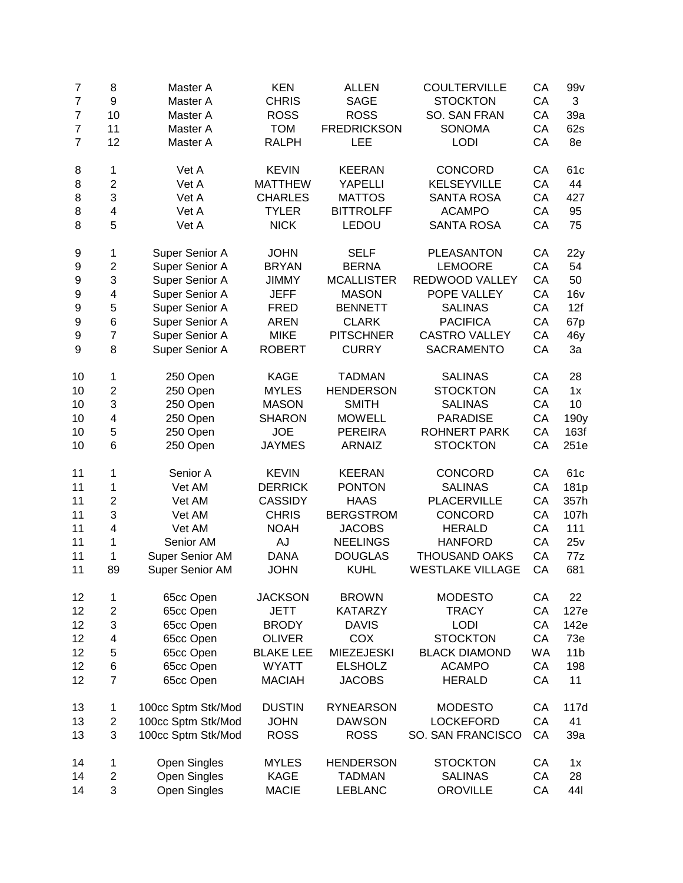| | | | | | | | |
|---|---|---|---|---|---|---|---|
| 7 | 8 | Master A | KEN | ALLEN | COULTERVILLE | CA | 99v |
| 7 | 9 | Master A | CHRIS | SAGE | STOCKTON | CA | 3 |
| 7 | 10 | Master A | ROSS | ROSS | SO. SAN FRAN | CA | 39a |
| 7 | 11 | Master A | TOM | FREDRICKSON | SONOMA | CA | 62s |
| 7 | 12 | Master A | RALPH | LEE | LODI | CA | 8e |
| | | | | | | | |
| 8 | 1 | Vet A | KEVIN | KEERAN | CONCORD | CA | 61c |
| 8 | 2 | Vet A | MATTHEW | YAPELLI | KELSEYVILLE | CA | 44 |
| 8 | 3 | Vet A | CHARLES | MATTOS | SANTA ROSA | CA | 427 |
| 8 | 4 | Vet A | TYLER | BITTROLFF | ACAMPO | CA | 95 |
| 8 | 5 | Vet A | NICK | LEDOU | SANTA ROSA | CA | 75 |
| | | | | | | | |
| 9 | 1 | Super Senior A | JOHN | SELF | PLEASANTON | CA | 22y |
| 9 | 2 | Super Senior A | BRYAN | BERNA | LEMOORE | CA | 54 |
| 9 | 3 | Super Senior A | JIMMY | MCALLISTER | REDWOOD VALLEY | CA | 50 |
| 9 | 4 | Super Senior A | JEFF | MASON | POPE VALLEY | CA | 16v |
| 9 | 5 | Super Senior A | FRED | BENNETT | SALINAS | CA | 12f |
| 9 | 6 | Super Senior A | AREN | CLARK | PACIFICA | CA | 67p |
| 9 | 7 | Super Senior A | MIKE | PITSCHNER | CASTRO VALLEY | CA | 46y |
| 9 | 8 | Super Senior A | ROBERT | CURRY | SACRAMENTO | CA | 3a |
| | | | | | | | |
| 10 | 1 | 250 Open | KAGE | TADMAN | SALINAS | CA | 28 |
| 10 | 2 | 250 Open | MYLES | HENDERSON | STOCKTON | CA | 1x |
| 10 | 3 | 250 Open | MASON | SMITH | SALINAS | CA | 10 |
| 10 | 4 | 250 Open | SHARON | MOWELL | PARADISE | CA | 190y |
| 10 | 5 | 250 Open | JOE | PEREIRA | ROHNERT PARK | CA | 163f |
| 10 | 6 | 250 Open | JAYMES | ARNAIZ | STOCKTON | CA | 251e |
| | | | | | | | |
| 11 | 1 | Senior A | KEVIN | KEERAN | CONCORD | CA | 61c |
| 11 | 1 | Vet AM | DERRICK | PONTON | SALINAS | CA | 181p |
| 11 | 2 | Vet AM | CASSIDY | HAAS | PLACERVILLE | CA | 357h |
| 11 | 3 | Vet AM | CHRIS | BERGSTROM | CONCORD | CA | 107h |
| 11 | 4 | Vet AM | NOAH | JACOBS | HERALD | CA | 111 |
| 11 | 1 | Senior AM | AJ | NEELINGS | HANFORD | CA | 25v |
| 11 | 1 | Super Senior AM | DANA | DOUGLAS | THOUSAND OAKS | CA | 77z |
| 11 | 89 | Super Senior AM | JOHN | KUHL | WESTLAKE VILLAGE | CA | 681 |
| | | | | | | | |
| 12 | 1 | 65cc Open | JACKSON | BROWN | MODESTO | CA | 22 |
| 12 | 2 | 65cc Open | JETT | KATARZY | TRACY | CA | 127e |
| 12 | 3 | 65cc Open | BRODY | DAVIS | LODI | CA | 142e |
| 12 | 4 | 65cc Open | OLIVER | COX | STOCKTON | CA | 73e |
| 12 | 5 | 65cc Open | BLAKE LEE | MIEZEJESKI | BLACK DIAMOND | WA | 11b |
| 12 | 6 | 65cc Open | WYATT | ELSHOLZ | ACAMPO | CA | 198 |
| 12 | 7 | 65cc Open | MACIAH | JACOBS | HERALD | CA | 11 |
| | | | | | | | |
| 13 | 1 | 100cc Sptm Stk/Mod | DUSTIN | RYNEARSON | MODESTO | CA | 117d |
| 13 | 2 | 100cc Sptm Stk/Mod | JOHN | DAWSON | LOCKEFORD | CA | 41 |
| 13 | 3 | 100cc Sptm Stk/Mod | ROSS | ROSS | SO. SAN FRANCISCO | CA | 39a |
| | | | | | | | |
| 14 | 1 | Open Singles | MYLES | HENDERSON | STOCKTON | CA | 1x |
| 14 | 2 | Open Singles | KAGE | TADMAN | SALINAS | CA | 28 |
| 14 | 3 | Open Singles | MACIE | LEBLANC | OROVILLE | CA | 44l |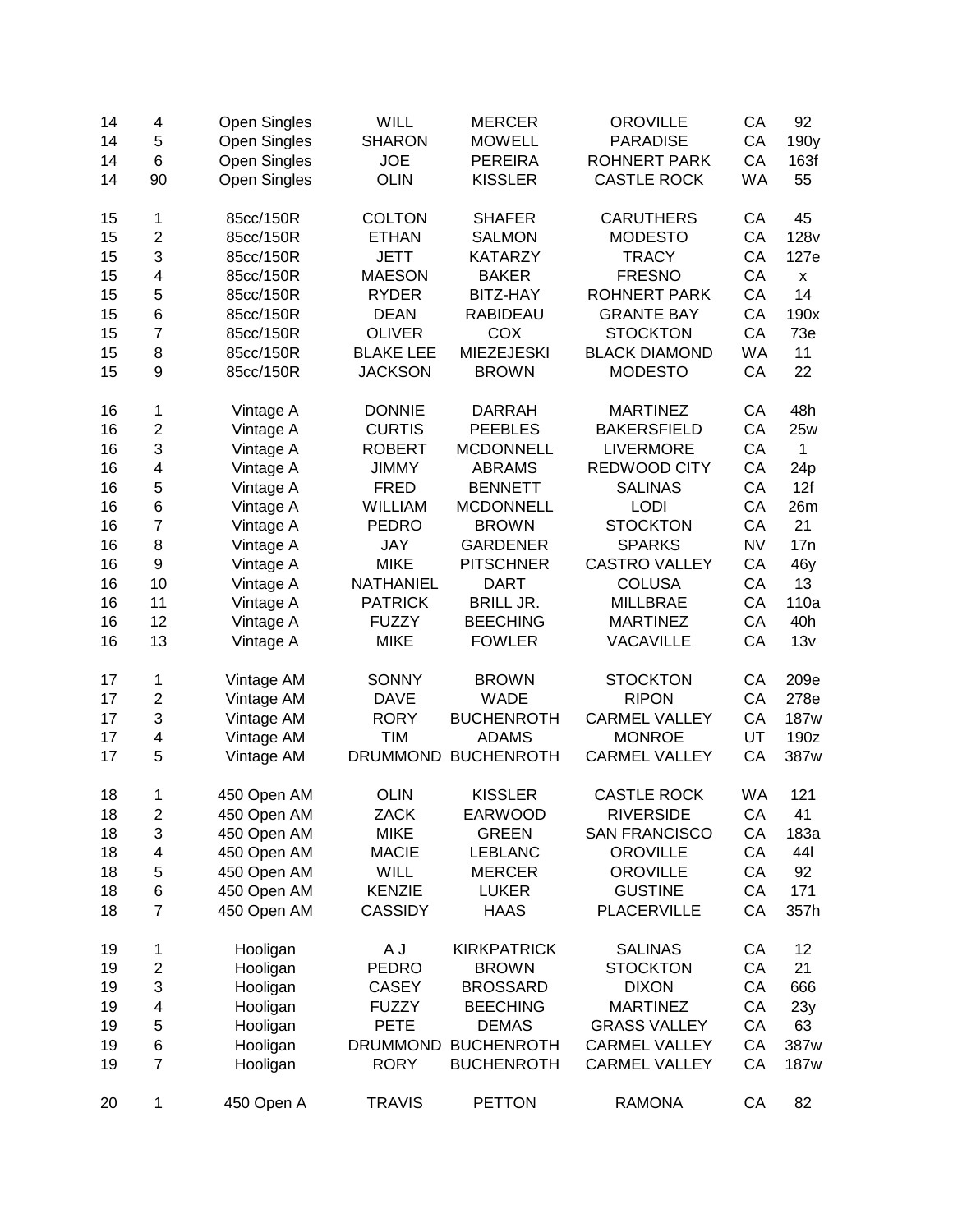| | | | | | | | |
|---|---|---|---|---|---|---|---|
| 14 | 4 | Open Singles | WILL | MERCER | OROVILLE | CA | 92 |
| 14 | 5 | Open Singles | SHARON | MOWELL | PARADISE | CA | 190y |
| 14 | 6 | Open Singles | JOE | PEREIRA | ROHNERT PARK | CA | 163f |
| 14 | 90 | Open Singles | OLIN | KISSLER | CASTLE ROCK | WA | 55 |
| | | | | | | | |
| 15 | 1 | 85cc/150R | COLTON | SHAFER | CARUTHERS | CA | 45 |
| 15 | 2 | 85cc/150R | ETHAN | SALMON | MODESTO | CA | 128v |
| 15 | 3 | 85cc/150R | JETT | KATARZY | TRACY | CA | 127e |
| 15 | 4 | 85cc/150R | MAESON | BAKER | FRESNO | CA | x |
| 15 | 5 | 85cc/150R | RYDER | BITZ-HAY | ROHNERT PARK | CA | 14 |
| 15 | 6 | 85cc/150R | DEAN | RABIDEAU | GRANTE BAY | CA | 190x |
| 15 | 7 | 85cc/150R | OLIVER | COX | STOCKTON | CA | 73e |
| 15 | 8 | 85cc/150R | BLAKE LEE | MIEZEJESKI | BLACK DIAMOND | WA | 11 |
| 15 | 9 | 85cc/150R | JACKSON | BROWN | MODESTO | CA | 22 |
| | | | | | | | |
| 16 | 1 | Vintage A | DONNIE | DARRAH | MARTINEZ | CA | 48h |
| 16 | 2 | Vintage A | CURTIS | PEEBLES | BAKERSFIELD | CA | 25w |
| 16 | 3 | Vintage A | ROBERT | MCDONNELL | LIVERMORE | CA | 1 |
| 16 | 4 | Vintage A | JIMMY | ABRAMS | REDWOOD CITY | CA | 24p |
| 16 | 5 | Vintage A | FRED | BENNETT | SALINAS | CA | 12f |
| 16 | 6 | Vintage A | WILLIAM | MCDONNELL | LODI | CA | 26m |
| 16 | 7 | Vintage A | PEDRO | BROWN | STOCKTON | CA | 21 |
| 16 | 8 | Vintage A | JAY | GARDENER | SPARKS | NV | 17n |
| 16 | 9 | Vintage A | MIKE | PITSCHNER | CASTRO VALLEY | CA | 46y |
| 16 | 10 | Vintage A | NATHANIEL | DART | COLUSA | CA | 13 |
| 16 | 11 | Vintage A | PATRICK | BRILL JR. | MILLBRAE | CA | 110a |
| 16 | 12 | Vintage A | FUZZY | BEECHING | MARTINEZ | CA | 40h |
| 16 | 13 | Vintage A | MIKE | FOWLER | VACAVILLE | CA | 13v |
| | | | | | | | |
| 17 | 1 | Vintage AM | SONNY | BROWN | STOCKTON | CA | 209e |
| 17 | 2 | Vintage AM | DAVE | WADE | RIPON | CA | 278e |
| 17 | 3 | Vintage AM | RORY | BUCHENROTH | CARMEL VALLEY | CA | 187w |
| 17 | 4 | Vintage AM | TIM | ADAMS | MONROE | UT | 190z |
| 17 | 5 | Vintage AM | DRUMMOND | BUCHENROTH | CARMEL VALLEY | CA | 387w |
| | | | | | | | |
| 18 | 1 | 450 Open AM | OLIN | KISSLER | CASTLE ROCK | WA | 121 |
| 18 | 2 | 450 Open AM | ZACK | EARWOOD | RIVERSIDE | CA | 41 |
| 18 | 3 | 450 Open AM | MIKE | GREEN | SAN FRANCISCO | CA | 183a |
| 18 | 4 | 450 Open AM | MACIE | LEBLANC | OROVILLE | CA | 44l |
| 18 | 5 | 450 Open AM | WILL | MERCER | OROVILLE | CA | 92 |
| 18 | 6 | 450 Open AM | KENZIE | LUKER | GUSTINE | CA | 171 |
| 18 | 7 | 450 Open AM | CASSIDY | HAAS | PLACERVILLE | CA | 357h |
| | | | | | | | |
| 19 | 1 | Hooligan | A J | KIRKPATRICK | SALINAS | CA | 12 |
| 19 | 2 | Hooligan | PEDRO | BROWN | STOCKTON | CA | 21 |
| 19 | 3 | Hooligan | CASEY | BROSSARD | DIXON | CA | 666 |
| 19 | 4 | Hooligan | FUZZY | BEECHING | MARTINEZ | CA | 23y |
| 19 | 5 | Hooligan | PETE | DEMAS | GRASS VALLEY | CA | 63 |
| 19 | 6 | Hooligan | DRUMMOND | BUCHENROTH | CARMEL VALLEY | CA | 387w |
| 19 | 7 | Hooligan | RORY | BUCHENROTH | CARMEL VALLEY | CA | 187w |
| | | | | | | | |
| 20 | 1 | 450 Open A | TRAVIS | PETTON | RAMONA | CA | 82 |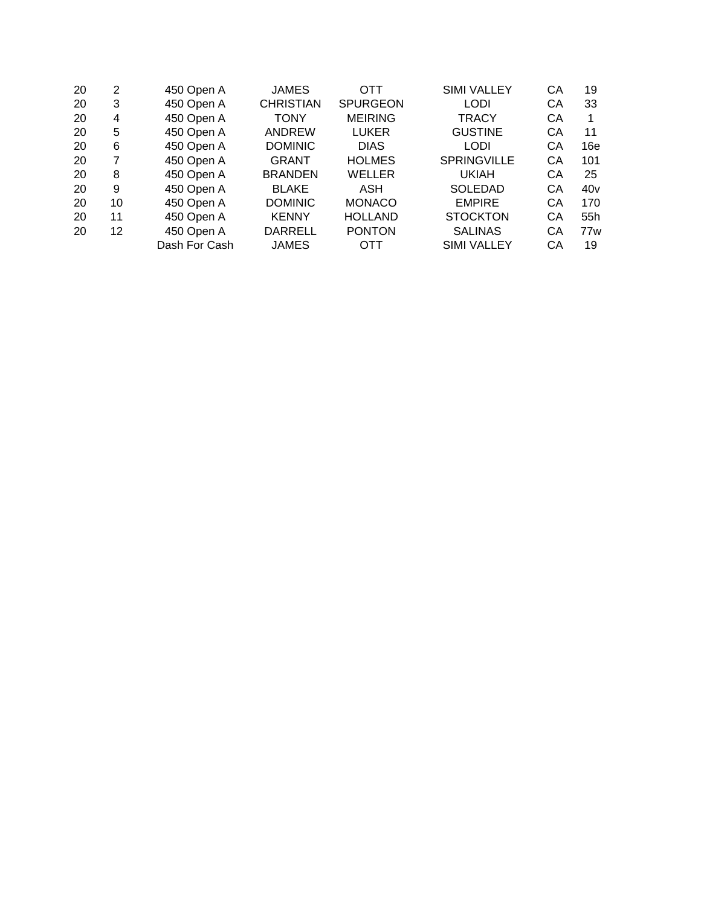| | | | | | | | |
|---|---|---|---|---|---|---|---|
| 20 | 2 | 450 Open A | JAMES | OTT | SIMI VALLEY | CA | 19 |
| 20 | 3 | 450 Open A | CHRISTIAN | SPURGEON | LODI | CA | 33 |
| 20 | 4 | 450 Open A | TONY | MEIRING | TRACY | CA | 1 |
| 20 | 5 | 450 Open A | ANDREW | LUKER | GUSTINE | CA | 11 |
| 20 | 6 | 450 Open A | DOMINIC | DIAS | LODI | CA | 16e |
| 20 | 7 | 450 Open A | GRANT | HOLMES | SPRINGVILLE | CA | 101 |
| 20 | 8 | 450 Open A | BRANDEN | WELLER | UKIAH | CA | 25 |
| 20 | 9 | 450 Open A | BLAKE | ASH | SOLEDAD | CA | 40v |
| 20 | 10 | 450 Open A | DOMINIC | MONACO | EMPIRE | CA | 170 |
| 20 | 11 | 450 Open A | KENNY | HOLLAND | STOCKTON | CA | 55h |
| 20 | 12 | 450 Open A | DARRELL | PONTON | SALINAS | CA | 77w |
| | | Dash For Cash | JAMES | OTT | SIMI VALLEY | CA | 19 |